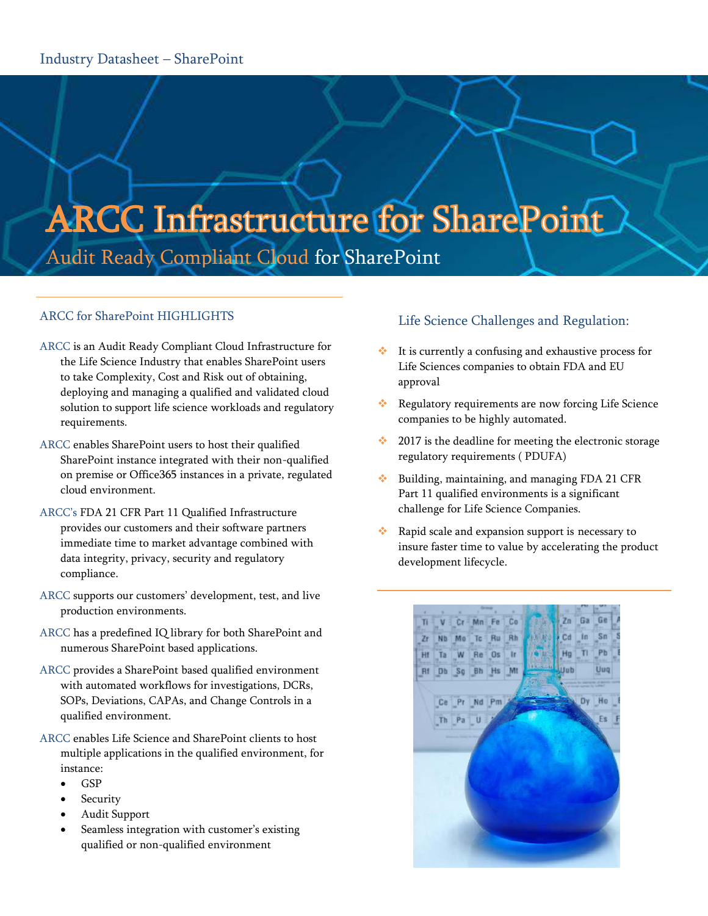Industry Datasheet – SharePoint

# ARCC Infrastructure for SharePoint

## Audit Ready Compliant Cloud for SharePoint

### ARCC for SharePoint HIGHLIGHTS

ARCC is an Audit Ready Compliant Cloud Infrastructure for the Life Science Industry that enables SharePoint users to take Complexity, Cost and Risk out of obtaining, deploying and managing a qualified and validated cloud solution to support life science workloads and regulatory requirements.

ARCC enables SharePoint users to host their qualified SharePoint instance integrated with their non-qualified on premise or Office365 instances in a private, regulated cloud environment.

ARCC's FDA 21 CFR Part 11 Qualified Infrastructure provides our customers and their software partners immediate time to market advantage combined with data integrity, privacy, security and regulatory compliance.

ARCC supports our customers' development, test, and live production environments.

ARCC has a predefined IQ library for both SharePoint and numerous SharePoint based applications.

ARCC provides a SharePoint based qualified environment with automated workflows for investigations, DCRs, SOPs, Deviations, CAPAs, and Change Controls in a qualified environment.

ARCC enables Life Science and SharePoint clients to host multiple applications in the qualified environment, for instance:

- GSP
- Security
- Audit Support
- Seamless integration with customer's existing qualified or non-qualified environment

### Life Science Challenges and Regulation:

- It is currently a confusing and exhaustive process for Life Sciences companies to obtain FDA and EU approval
- Regulatory requirements are now forcing Life Science companies to be highly automated.
- 2017 is the deadline for meeting the electronic storage regulatory requirements ( PDUFA)
- Building, maintaining, and managing FDA 21 CFR Part 11 qualified environments is a significant challenge for Life Science Companies.
- Rapid scale and expansion support is necessary to insure faster time to value by accelerating the product development lifecycle.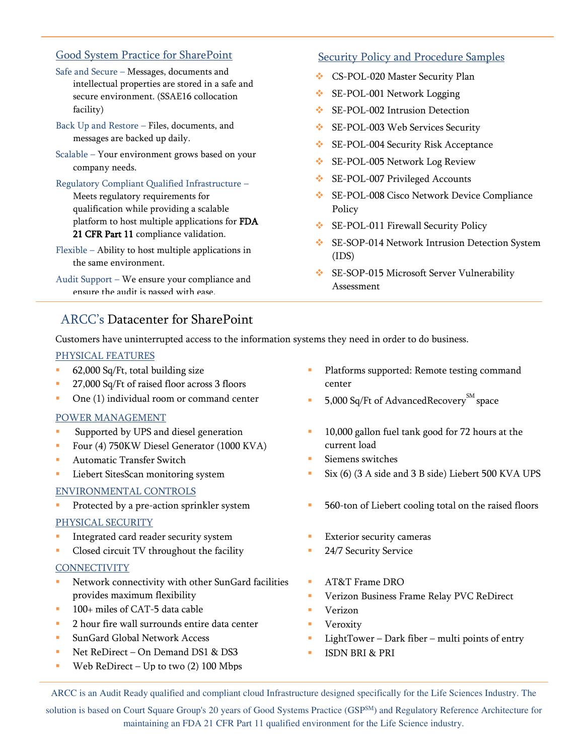## Good System Practice for SharePoint

Safe and Secure – Messages, documents and intellectual properties are stored in a safe and secure environment. (SSAE16 collocation facility)

Back Up and Restore – Files, documents, and messages are backed up daily.

Scalable – Your environment grows based on your company needs.

Regulatory Compliant Qualified Infrastructure – Meets regulatory requirements for qualification while providing a scalable platform to host multiple applications for **FDA 21 CFR Part 11** compliance validation.

Flexible – Ability to host multiple applications in the same environment.

Audit Support – We ensure your compliance and ensure the audit is passed with ease.

## Security Policy and Procedure Samples

- CS-POL-020 Master Security Plan
- SE-POL-001 Network Logging
- SE-POL-002 Intrusion Detection
- SE-POL-003 Web Services Security
- SE-POL-004 Security Risk Acceptance
- SE-POL-005 Network Log Review
- SE-POL-007 Privileged Accounts
- SE-POL-008 Cisco Network Device Compliance Policy
- SE-POL-011 Firewall Security Policy
- SE-SOP-014 Network Intrusion Detection System (IDS)
- SE-SOP-015 Microsoft Server Vulnerability Assessment

## ARCC's Datacenter for SharePoint

Customers have uninterrupted access to the information systems they need in order to do business.

### PHYSICAL FEATURES

- 62,000 Sq/Ft, total building size
- 27,000 Sq/Ft of raised floor across 3 floors
- One (1) individual room or command center
- Platforms supported: Remote testing command center
- 5,000 Sq/Ft of AdvancedRecovery[SM] space

### POWER MANAGEMENT

- Supported by UPS and diesel generation
- Four (4) 750KW Diesel Generator (1000 KVA)
- Automatic Transfer Switch
- Liebert SitesScan monitoring system
- 10,000 gallon fuel tank good for 72 hours at the current load
- Siemens switches
- Six (6) (3 A side and 3 B side) Liebert 500 KVA UPS

### ENVIRONMENTAL CONTROLS

- Protected by a pre-action sprinkler system
- 560-ton of Liebert cooling total on the raised floors

### PHYSICAL SECURITY

- Integrated card reader security system
- Closed circuit TV throughout the facility
- Exterior security cameras
- 24/7 Security Service

### CONNECTIVITY

- Network connectivity with other SunGard facilities provides maximum flexibility
- 100+ miles of CAT-5 data cable
- 2 hour fire wall surrounds entire data center
- SunGard Global Network Access
- Net ReDirect – On Demand DS1 & DS3
- Web ReDirect – Up to two (2) 100 Mbps
- AT&T Frame DRO
- Verizon Business Frame Relay PVC ReDirect
- Verizon
- Veroxity
- LightTower – Dark fiber – multi points of entry
- ISDN BRI & PRI

ARCC is an Audit Ready qualified and compliant cloud Infrastructure designed specifically for the Life Sciences Industry. The solution is based on Court Square Group's 20 years of Good Systems Practice (GSP[SM]) and Regulatory Reference Architecture for maintaining an FDA 21 CFR Part 11 qualified environment for the Life Science industry.